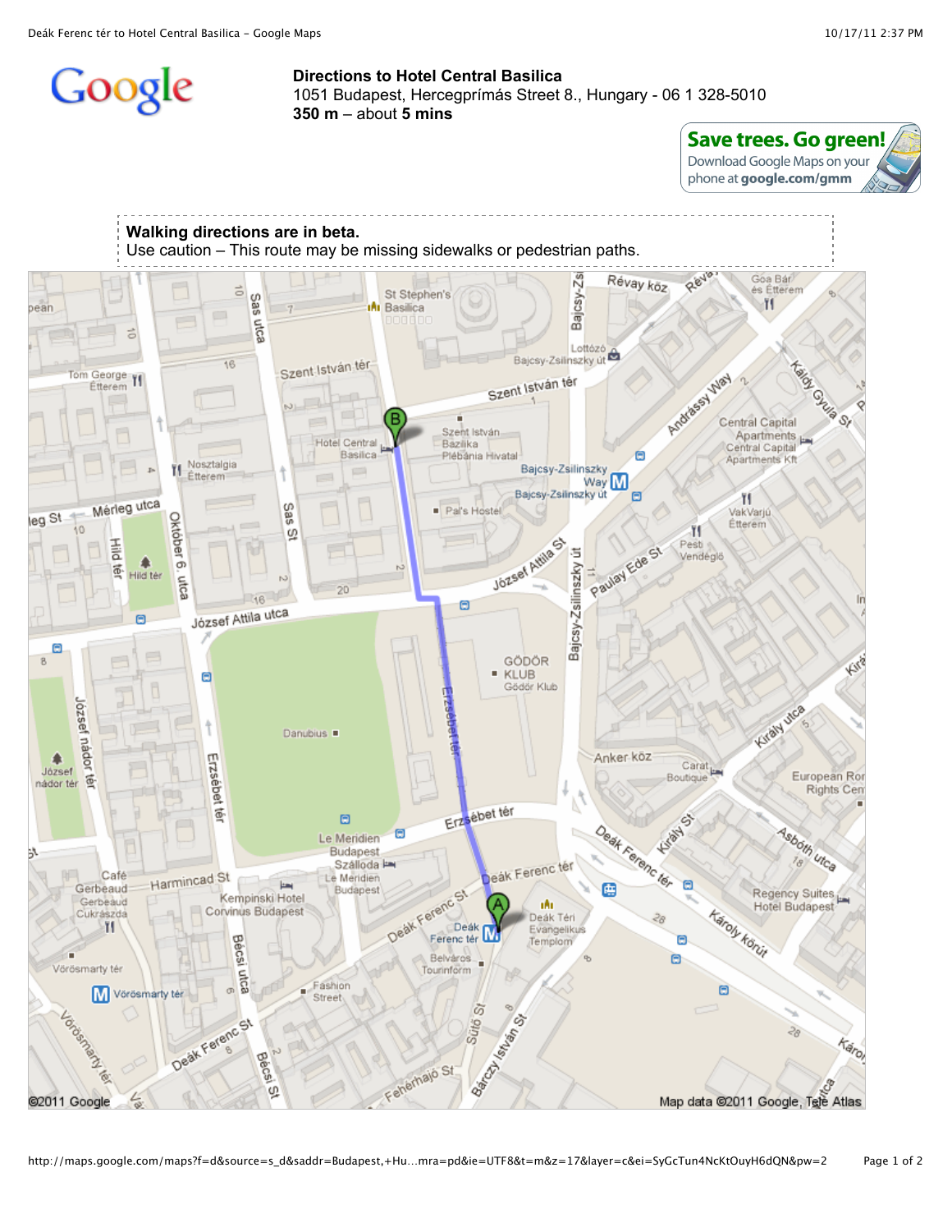# Directions to Hotel Central Basilica

1051 Budapest, Hercegprímás Street 8., Hungary - 06 1 328-5010

**350 m** – about **5 mins**

**Save trees. Go green!**
Download Google Maps on your phone at **google.com/gmm**

**Walking directions are in beta.**
Use caution – This route may be missing sidewalks or pedestrian paths.

©2011 Google

Map data ©2011 Google, Tele Atlas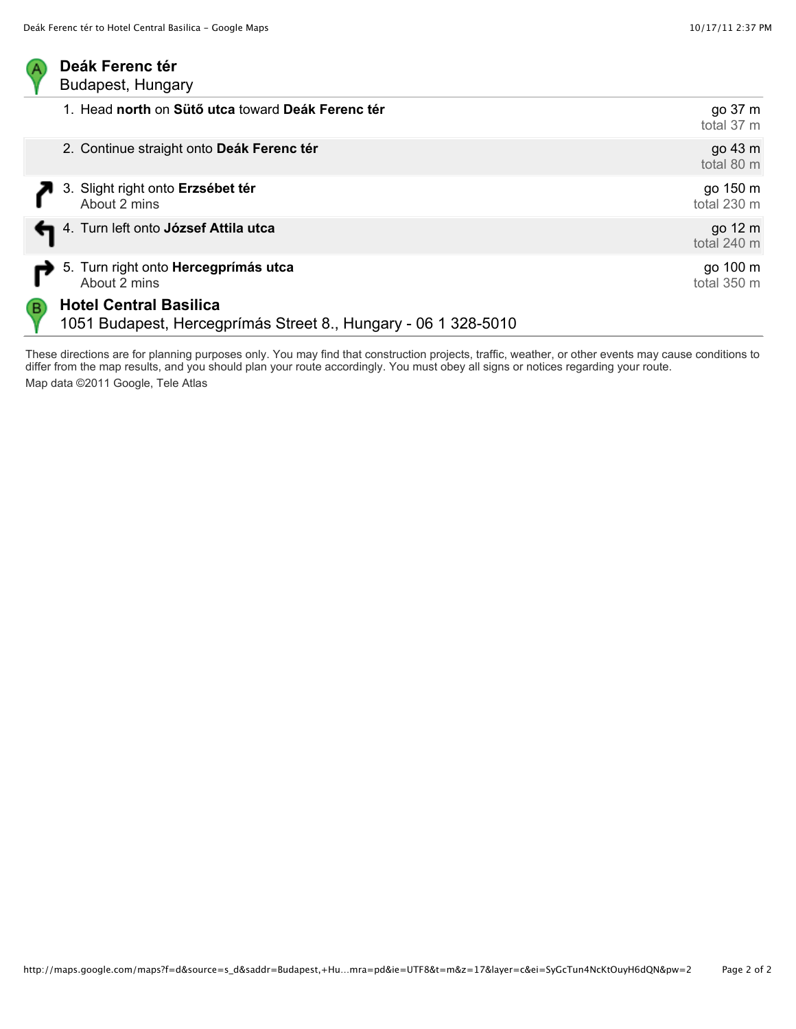**A** **Deák Ferenc tér**
Budapest, Hungary

| | | |
|---|---|---|
| 1. | Head **north** on **Sütő utca** toward **Deák Ferenc tér** | go 37 m<br>total 37 m |
| 2. | Continue straight onto **Deák Ferenc tér** | go 43 m<br>total 80 m |
| 3. | Slight right onto **Erzsébet tér**<br>About 2 mins | go 150 m<br>total 230 m |
| 4. | Turn left onto **József Attila utca** | go 12 m<br>total 240 m |
| 5. | Turn right onto **Hercegprímás utca**<br>About 2 mins | go 100 m<br>total 350 m |

**B** **Hotel Central Basilica**
1051 Budapest, Hercegprímás Street 8., Hungary - 06 1 328-5010

These directions are for planning purposes only. You may find that construction projects, traffic, weather, or other events may cause conditions to differ from the map results, and you should plan your route accordingly. You must obey all signs or notices regarding your route.

Map data ©2011 Google, Tele Atlas